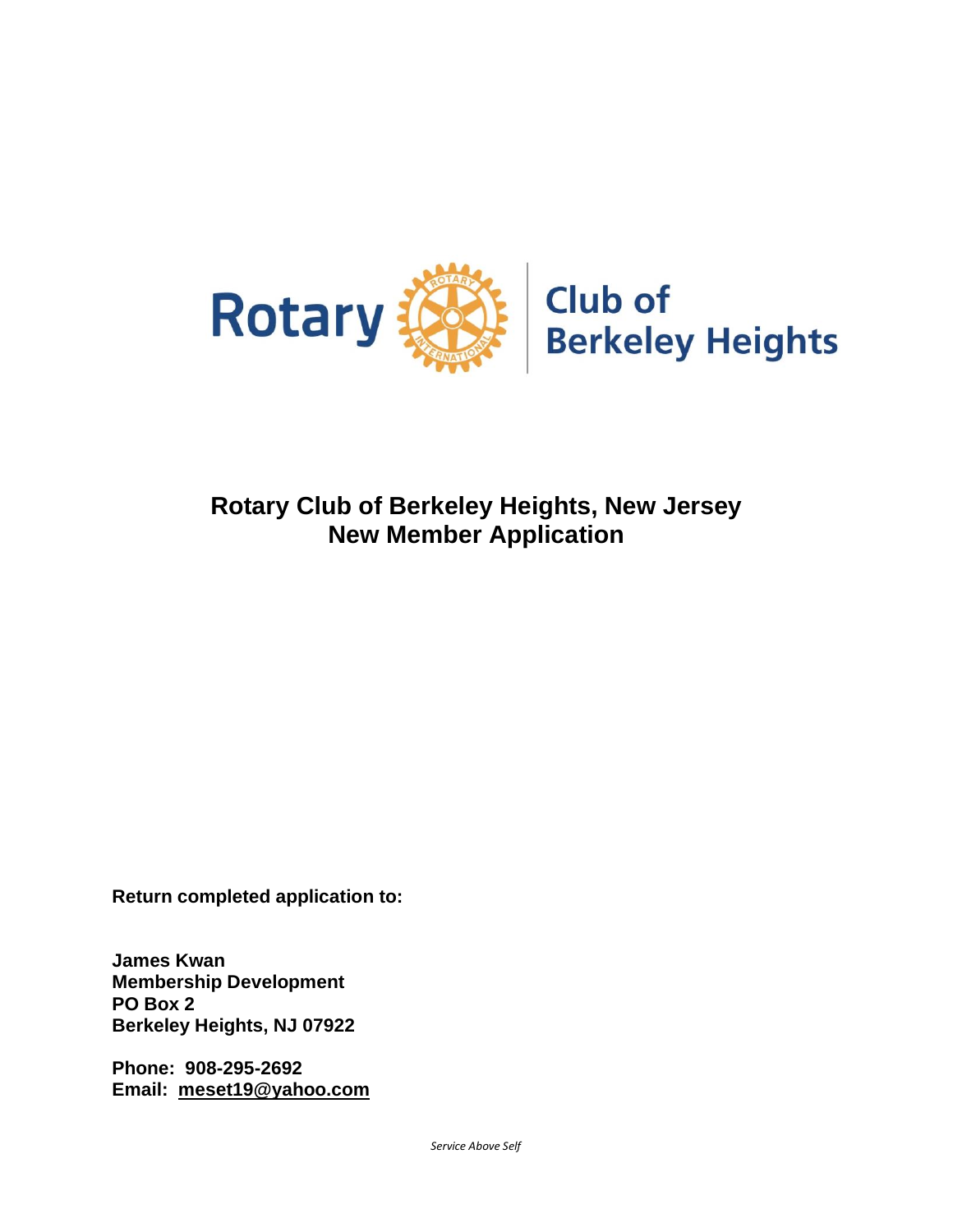Rotary Club of Berkeley Heights

# Rotary Club of Berkeley Heights, New Jersey
# New Member Application

**Return completed application to:**

**James Kwan**
**Membership Development**
**PO Box 2**
**Berkeley Heights, NJ 07922**

**Phone: 908-295-2692**
**Email: meset19@yahoo.com**

*Service Above Self*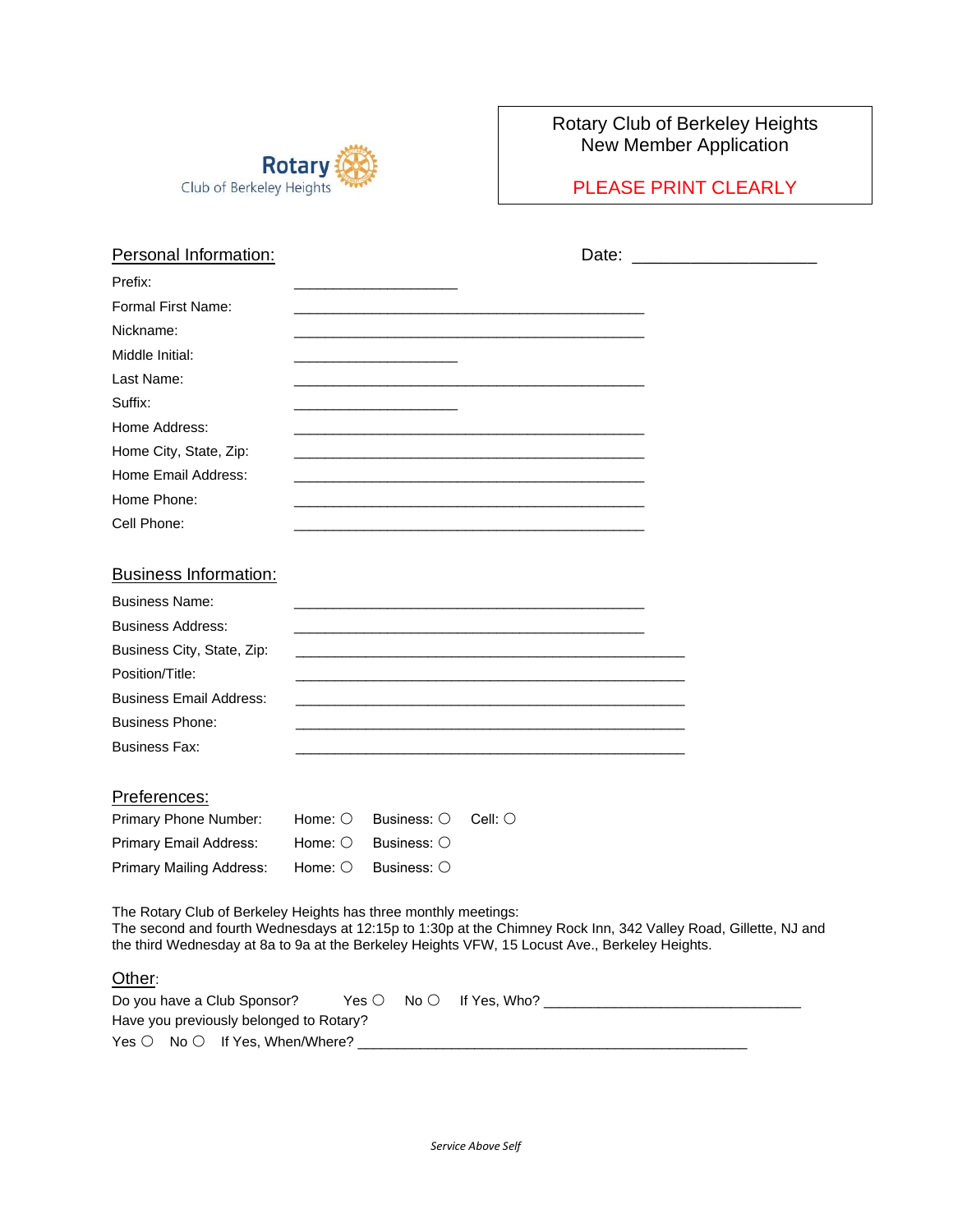Rotary Club of Berkeley Heights

# Rotary Club of Berkeley Heights New Member Application

**PLEASE PRINT CLEARLY**

## Personal Information:

Date: ____________________

Prefix: ____________________

Formal First Name: ____________________________________________

Nickname: ____________________________________________

Middle Initial: ____________________

Last Name: ____________________________________________

Suffix: ____________________

Home Address: ____________________________________________

Home City, State, Zip: ____________________________________________

Home Email Address: ____________________________________________

Home Phone: ____________________________________________

Cell Phone: ____________________________________________

## Business Information:

Business Name: ____________________________________________

Business Address: ____________________________________________

Business City, State, Zip: ____________________________________________

Position/Title: ____________________________________________

Business Email Address: ____________________________________________

Business Phone: ____________________________________________

Business Fax: ____________________________________________

## Preferences:

Primary Phone Number: Home: ○ Business: ○ Cell: ○

Primary Email Address: Home: ○ Business: ○

Primary Mailing Address: Home: ○ Business: ○

The Rotary Club of Berkeley Heights has three monthly meetings:
The second and fourth Wednesdays at 12:15p to 1:30p at the Chimney Rock Inn, 342 Valley Road, Gillette, NJ and the third Wednesday at 8a to 9a at the Berkeley Heights VFW, 15 Locust Ave., Berkeley Heights.

## Other:

Do you have a Club Sponsor? Yes ○ No ○ If Yes, Who? ________________________________

Have you previously belonged to Rotary?

Yes ○ No ○ If Yes, When/Where? ____________________________________________

*Service Above Self*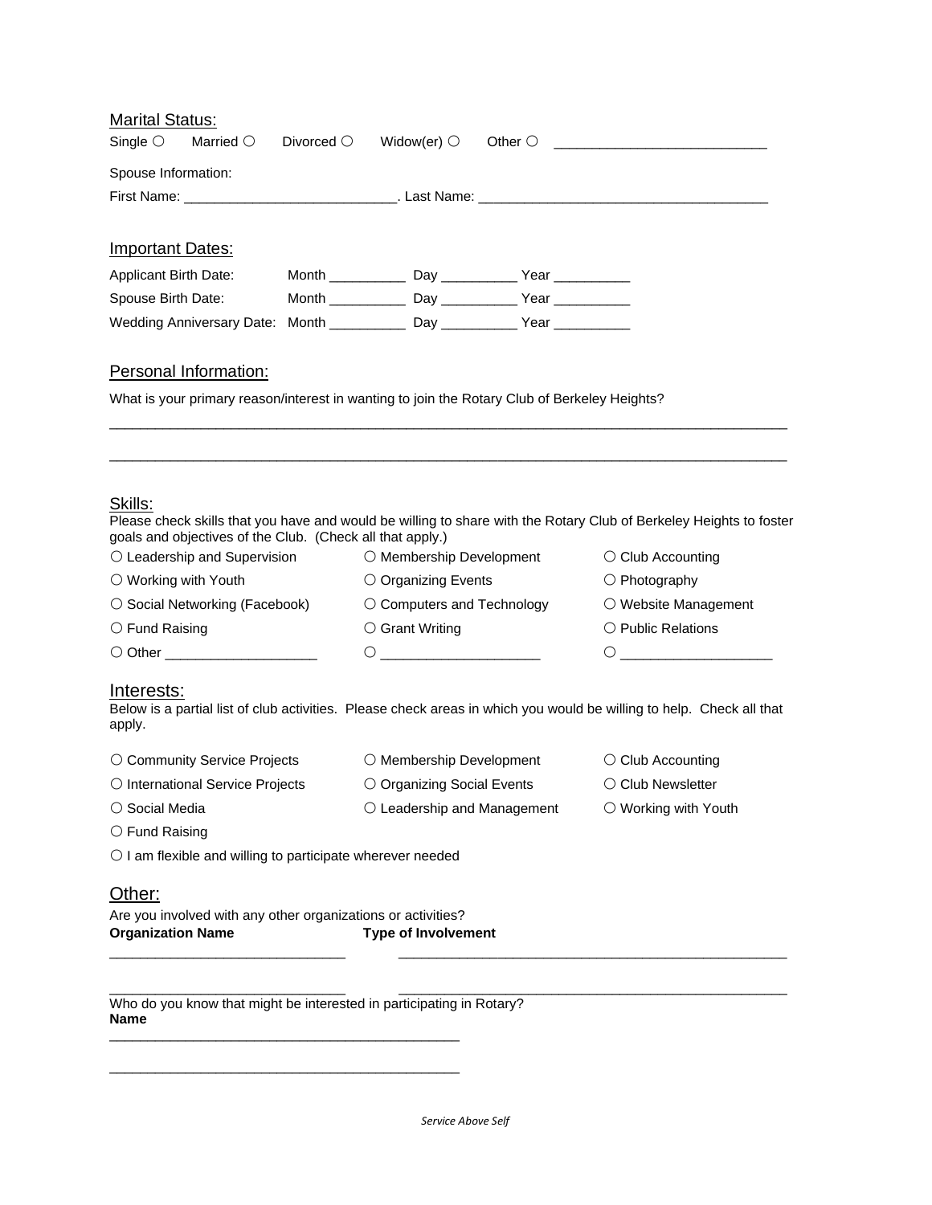## Marital Status:

Single ○ Married ○ Divorced ○ Widow(er) ○ Other ○ ___________________________

Spouse Information:

First Name: ___________________________. Last Name: _____________________________________

## Important Dates:

Applicant Birth Date: Month __________ Day __________ Year __________

Spouse Birth Date: Month __________ Day __________ Year __________

Wedding Anniversary Date: Month __________ Day __________ Year __________

## Personal Information:

What is your primary reason/interest in wanting to join the Rotary Club of Berkeley Heights?

_________________________________________________________________________________________

_________________________________________________________________________________________

## Skills:

Please check skills that you have and would be willing to share with the Rotary Club of Berkeley Heights to foster goals and objectives of the Club. (Check all that apply.)

| | | |
|---|---|---|
| ○ Leadership and Supervision | ○ Membership Development | ○ Club Accounting |
| ○ Working with Youth | ○ Organizing Events | ○ Photography |
| ○ Social Networking (Facebook) | ○ Computers and Technology | ○ Website Management |
| ○ Fund Raising | ○ Grant Writing | ○ Public Relations |
| ○ Other ___________________ | ○ ____________________ | ○ ___________________ |

## Interests:

Below is a partial list of club activities. Please check areas in which you would be willing to help. Check all that apply.

| | | |
|---|---|---|
| ○ Community Service Projects | ○ Membership Development | ○ Club Accounting |
| ○ International Service Projects | ○ Organizing Social Events | ○ Club Newsletter |
| ○ Social Media | ○ Leadership and Management | ○ Working with Youth |
| ○ Fund Raising | | |

○ I am flexible and willing to participate wherever needed

## Other:

Are you involved with any other organizations or activities?

| **Organization Name** | **Type of Involvement** |
|---|---|
| ______________________________ | __________________________________________________ |
| ______________________________ | __________________________________________________ |

Who do you know that might be interested in participating in Rotary?

**Name**

_____________________________________________

_____________________________________________

*Service Above Self*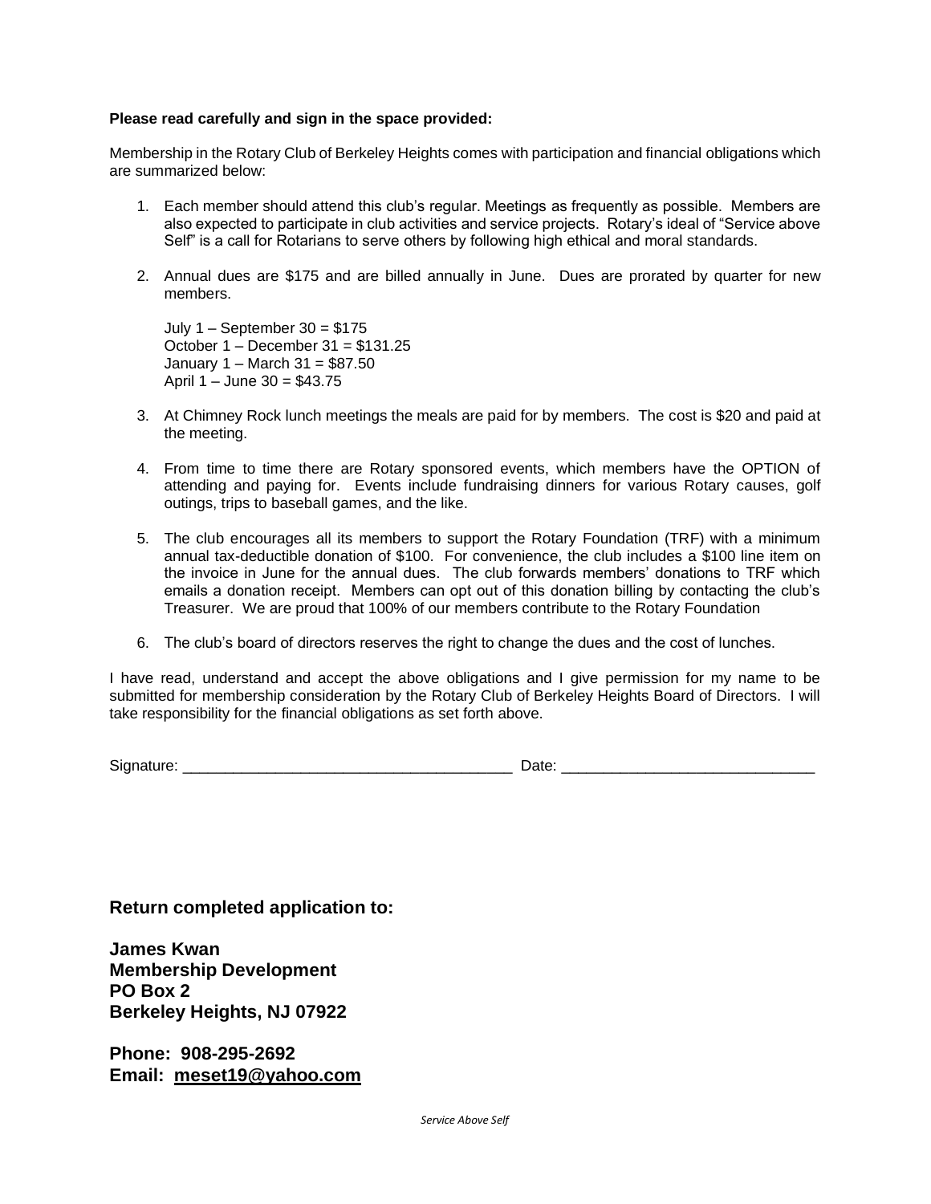**Please read carefully and sign in the space provided:**

Membership in the Rotary Club of Berkeley Heights comes with participation and financial obligations which are summarized below:

1. Each member should attend this club's regular. Meetings as frequently as possible. Members are also expected to participate in club activities and service projects. Rotary's ideal of "Service above Self" is a call for Rotarians to serve others by following high ethical and moral standards.

2. Annual dues are $175 and are billed annually in June. Dues are prorated by quarter for new members.

   July 1 – September 30 = $175
   October 1 – December 31 = $131.25
   January 1 – March 31 = $87.50
   April 1 – June 30 = $43.75

3. At Chimney Rock lunch meetings the meals are paid for by members. The cost is $20 and paid at the meeting.

4. From time to time there are Rotary sponsored events, which members have the OPTION of attending and paying for. Events include fundraising dinners for various Rotary causes, golf outings, trips to baseball games, and the like.

5. The club encourages all its members to support the Rotary Foundation (TRF) with a minimum annual tax-deductible donation of $100. For convenience, the club includes a $100 line item on the invoice in June for the annual dues. The club forwards members' donations to TRF which emails a donation receipt. Members can opt out of this donation billing by contacting the club's Treasurer. We are proud that 100% of our members contribute to the Rotary Foundation

6. The club's board of directors reserves the right to change the dues and the cost of lunches.

I have read, understand and accept the above obligations and I give permission for my name to be submitted for membership consideration by the Rotary Club of Berkeley Heights Board of Directors. I will take responsibility for the financial obligations as set forth above.

Signature: _______________________________________ Date: ______________________________

### Return completed application to:

**James Kwan**
**Membership Development**
**PO Box 2**
**Berkeley Heights, NJ 07922**

**Phone: 908-295-2692**
**Email: meset19@yahoo.com**

*Service Above Self*